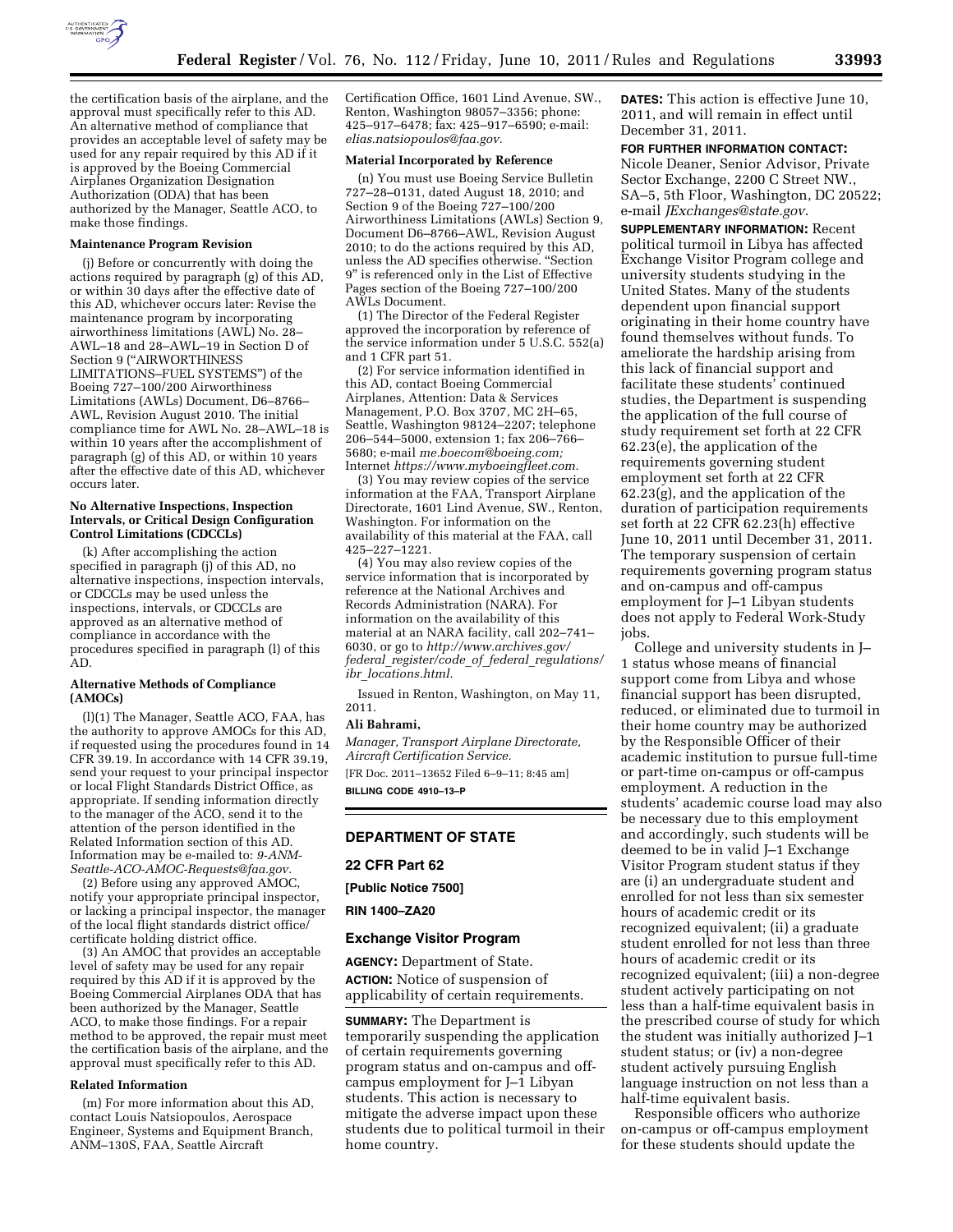the certification basis of the airplane, and the approval must specifically refer to this AD. An alternative method of compliance that provides an acceptable level of safety may be used for any repair required by this AD if it is approved by the Boeing Commercial Airplanes Organization Designation Authorization (ODA) that has been authorized by the Manager, Seattle ACO, to make those findings.

**Maintenance Program Revision**

(j) Before or concurrently with doing the actions required by paragraph (g) of this AD, or within 30 days after the effective date of this AD, whichever occurs later: Revise the maintenance program by incorporating airworthiness limitations (AWL) No. 28–AWL–18 and 28–AWL–19 in Section D of Section 9 ("AIRWORTHINESS LIMITATIONS–FUEL SYSTEMS") of the Boeing 727–100/200 Airworthiness Limitations (AWLs) Document, D6–8766–AWL, Revision August 2010. The initial compliance time for AWL No. 28–AWL–18 is within 10 years after the accomplishment of paragraph (g) of this AD, or within 10 years after the effective date of this AD, whichever occurs later.

**No Alternative Inspections, Inspection Intervals, or Critical Design Configuration Control Limitations (CDCCLs)**

(k) After accomplishing the action specified in paragraph (j) of this AD, no alternative inspections, inspection intervals, or CDCCLs may be used unless the inspections, intervals, or CDCCLs are approved as an alternative method of compliance in accordance with the procedures specified in paragraph (l) of this AD.

**Alternative Methods of Compliance (AMOCs)**

(l)(1) The Manager, Seattle ACO, FAA, has the authority to approve AMOCs for this AD, if requested using the procedures found in 14 CFR 39.19. In accordance with 14 CFR 39.19, send your request to your principal inspector or local Flight Standards District Office, as appropriate. If sending information directly to the manager of the ACO, send it to the attention of the person identified in the Related Information section of this AD. Information may be e-mailed to: *9-ANM-Seattle-ACO-AMOC-Requests@faa.gov.*

(2) Before using any approved AMOC, notify your appropriate principal inspector, or lacking a principal inspector, the manager of the local flight standards district office/certificate holding district office.

(3) An AMOC that provides an acceptable level of safety may be used for any repair required by this AD if it is approved by the Boeing Commercial Airplanes ODA that has been authorized by the Manager, Seattle ACO, to make those findings. For a repair method to be approved, the repair must meet the certification basis of the airplane, and the approval must specifically refer to this AD.

**Related Information**

(m) For more information about this AD, contact Louis Natsiopoulos, Aerospace Engineer, Systems and Equipment Branch, ANM–130S, FAA, Seattle Aircraft Certification Office, 1601 Lind Avenue, SW., Renton, Washington 98057–3356; phone: 425–917–6478; fax: 425–917–6590; e-mail: *elias.natsiopoulos@faa.gov.*

**Material Incorporated by Reference**

(n) You must use Boeing Service Bulletin 727–28–0131, dated August 18, 2010; and Section 9 of the Boeing 727–100/200 Airworthiness Limitations (AWLs) Section 9, Document D6–8766–AWL, Revision August 2010; to do the actions required by this AD, unless the AD specifies otherwise. "Section 9" is referenced only in the List of Effective Pages section of the Boeing 727–100/200 AWLs Document.

(1) The Director of the Federal Register approved the incorporation by reference of the service information under 5 U.S.C. 552(a) and 1 CFR part 51.

(2) For service information identified in this AD, contact Boeing Commercial Airplanes, Attention: Data & Services Management, P.O. Box 3707, MC 2H–65, Seattle, Washington 98124–2207; telephone 206–544–5000, extension 1; fax 206–766–5680; e-mail *me.boecom@boeing.com;* Internet *https://www.myboeingfleet.com.*

(3) You may review copies of the service information at the FAA, Transport Airplane Directorate, 1601 Lind Avenue, SW., Renton, Washington. For information on the availability of this material at the FAA, call 425–227–1221.

(4) You may also review copies of the service information that is incorporated by reference at the National Archives and Records Administration (NARA). For information on the availability of this material at an NARA facility, call 202–741–6030, or go to *http://www.archives.gov/federal_register/code_of_federal_regulations/ibr_locations.html.*

Issued in Renton, Washington, on May 11, 2011.

**Ali Bahrami,**

*Manager, Transport Airplane Directorate, Aircraft Certification Service.*

[FR Doc. 2011–13652 Filed 6–9–11; 8:45 am]

**BILLING CODE 4910–13–P**

## DEPARTMENT OF STATE

### 22 CFR Part 62

**[Public Notice 7500]**

**RIN 1400–ZA20**

### Exchange Visitor Program

**AGENCY:** Department of State.

**ACTION:** Notice of suspension of applicability of certain requirements.

**SUMMARY:** The Department is temporarily suspending the application of certain requirements governing program status and on-campus and off-campus employment for J–1 Libyan students. This action is necessary to mitigate the adverse impact upon these students due to political turmoil in their home country.

**DATES:** This action is effective June 10, 2011, and will remain in effect until December 31, 2011.

**FOR FURTHER INFORMATION CONTACT:** Nicole Deaner, Senior Advisor, Private Sector Exchange, 2200 C Street NW., SA–5, 5th Floor, Washington, DC 20522; e-mail *JExchanges@state.gov.*

**SUPPLEMENTARY INFORMATION:** Recent political turmoil in Libya has affected Exchange Visitor Program college and university students studying in the United States. Many of the students dependent upon financial support originating in their home country have found themselves without funds. To ameliorate the hardship arising from this lack of financial support and facilitate these students' continued studies, the Department is suspending the application of the full course of study requirement set forth at 22 CFR 62.23(e), the application of the requirements governing student employment set forth at 22 CFR 62.23(g), and the application of the duration of participation requirements set forth at 22 CFR 62.23(h) effective June 10, 2011 until December 31, 2011. The temporary suspension of certain requirements governing program status and on-campus and off-campus employment for J–1 Libyan students does not apply to Federal Work-Study jobs.

College and university students in J–1 status whose means of financial support come from Libya and whose financial support has been disrupted, reduced, or eliminated due to turmoil in their home country may be authorized by the Responsible Officer of their academic institution to pursue full-time or part-time on-campus or off-campus employment. A reduction in the students' academic course load may also be necessary due to this employment and accordingly, such students will be deemed to be in valid J–1 Exchange Visitor Program student status if they are (i) an undergraduate student and enrolled for not less than six semester hours of academic credit or its recognized equivalent; (ii) a graduate student enrolled for not less than three hours of academic credit or its recognized equivalent; (iii) a non-degree student actively participating on not less than a half-time equivalent basis in the prescribed course of study for which the student was initially authorized J–1 student status; or (iv) a non-degree student actively pursuing English language instruction on not less than a half-time equivalent basis.

Responsible officers who authorize on-campus or off-campus employment for these students should update the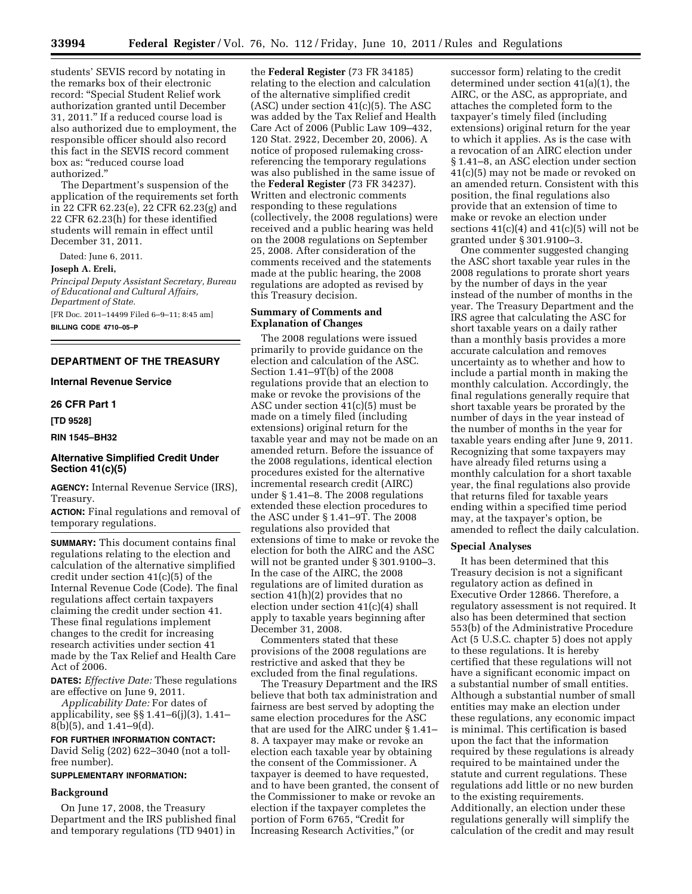students' SEVIS record by notating in the remarks box of their electronic record: "Special Student Relief work authorization granted until December 31, 2011." If a reduced course load is also authorized due to employment, the responsible officer should also record this fact in the SEVIS record comment box as: "reduced course load authorized."

The Department's suspension of the application of the requirements set forth in 22 CFR 62.23(e), 22 CFR 62.23(g) and 22 CFR 62.23(h) for these identified students will remain in effect until December 31, 2011.

Dated: June 6, 2011.

**Joseph A. Ereli,**

*Principal Deputy Assistant Secretary, Bureau of Educational and Cultural Affairs, Department of State.*

[FR Doc. 2011–14499 Filed 6–9–11; 8:45 am]

**BILLING CODE 4710–05–P**

## DEPARTMENT OF THE TREASURY

### Internal Revenue Service

### 26 CFR Part 1

**[TD 9528]**

**RIN 1545–BH32**

### Alternative Simplified Credit Under Section 41(c)(5)

**AGENCY:** Internal Revenue Service (IRS), Treasury.

**ACTION:** Final regulations and removal of temporary regulations.

**SUMMARY:** This document contains final regulations relating to the election and calculation of the alternative simplified credit under section 41(c)(5) of the Internal Revenue Code (Code). The final regulations affect certain taxpayers claiming the credit under section 41. These final regulations implement changes to the credit for increasing research activities under section 41 made by the Tax Relief and Health Care Act of 2006.

**DATES:** *Effective Date:* These regulations are effective on June 9, 2011.

*Applicability Date:* For dates of applicability, see §§ 1.41–6(j)(3), 1.41–8(b)(5), and 1.41–9(d).

**FOR FURTHER INFORMATION CONTACT:** David Selig (202) 622–3040 (not a toll-free number).

**SUPPLEMENTARY INFORMATION:**

#### Background

On June 17, 2008, the Treasury Department and the IRS published final and temporary regulations (TD 9401) in the **Federal Register** (73 FR 34185) relating to the election and calculation of the alternative simplified credit (ASC) under section 41(c)(5). The ASC was added by the Tax Relief and Health Care Act of 2006 (Public Law 109–432, 120 Stat. 2922, December 20, 2006). A notice of proposed rulemaking cross-referencing the temporary regulations was also published in the same issue of the **Federal Register** (73 FR 34237). Written and electronic comments responding to these regulations (collectively, the 2008 regulations) were received and a public hearing was held on the 2008 regulations on September 25, 2008. After consideration of the comments received and the statements made at the public hearing, the 2008 regulations are adopted as revised by this Treasury decision.

#### Summary of Comments and Explanation of Changes

The 2008 regulations were issued primarily to provide guidance on the election and calculation of the ASC. Section 1.41–9T(b) of the 2008 regulations provide that an election to make or revoke the provisions of the ASC under section 41(c)(5) must be made on a timely filed (including extensions) original return for the taxable year and may not be made on an amended return. Before the issuance of the 2008 regulations, identical election procedures existed for the alternative incremental research credit (AIRC) under § 1.41–8. The 2008 regulations extended these election procedures to the ASC under § 1.41–9T. The 2008 regulations also provided that extensions of time to make or revoke the election for both the AIRC and the ASC will not be granted under § 301.9100–3. In the case of the AIRC, the 2008 regulations are of limited duration as section 41(h)(2) provides that no election under section 41(c)(4) shall apply to taxable years beginning after December 31, 2008.

Commenters stated that these provisions of the 2008 regulations are restrictive and asked that they be excluded from the final regulations.

The Treasury Department and the IRS believe that both tax administration and fairness are best served by adopting the same election procedures for the ASC that are used for the AIRC under § 1.41–8. A taxpayer may make or revoke an election each taxable year by obtaining the consent of the Commissioner. A taxpayer is deemed to have requested, and to have been granted, the consent of the Commissioner to make or revoke an election if the taxpayer completes the portion of Form 6765, "Credit for Increasing Research Activities," (or successor form) relating to the credit determined under section 41(a)(1), the AIRC, or the ASC, as appropriate, and attaches the completed form to the taxpayer's timely filed (including extensions) original return for the year to which it applies. As is the case with a revocation of an AIRC election under § 1.41–8, an ASC election under section 41(c)(5) may not be made or revoked on an amended return. Consistent with this position, the final regulations also provide that an extension of time to make or revoke an election under sections 41(c)(4) and 41(c)(5) will not be granted under § 301.9100–3.

One commenter suggested changing the ASC short taxable year rules in the 2008 regulations to prorate short years by the number of days in the year instead of the number of months in the year. The Treasury Department and the IRS agree that calculating the ASC for short taxable years on a daily rather than a monthly basis provides a more accurate calculation and removes uncertainty as to whether and how to include a partial month in making the monthly calculation. Accordingly, the final regulations generally require that short taxable years be prorated by the number of days in the year instead of the number of months in the year for taxable years ending after June 9, 2011. Recognizing that some taxpayers may have already filed returns using a monthly calculation for a short taxable year, the final regulations also provide that returns filed for taxable years ending within a specified time period may, at the taxpayer's option, be amended to reflect the daily calculation.

#### Special Analyses

It has been determined that this Treasury decision is not a significant regulatory action as defined in Executive Order 12866. Therefore, a regulatory assessment is not required. It also has been determined that section 553(b) of the Administrative Procedure Act (5 U.S.C. chapter 5) does not apply to these regulations. It is hereby certified that these regulations will not have a significant economic impact on a substantial number of small entities. Although a substantial number of small entities may make an election under these regulations, any economic impact is minimal. This certification is based upon the fact that the information required by these regulations is already required to be maintained under the statute and current regulations. These regulations add little or no new burden to the existing requirements. Additionally, an election under these regulations generally will simplify the calculation of the credit and may result